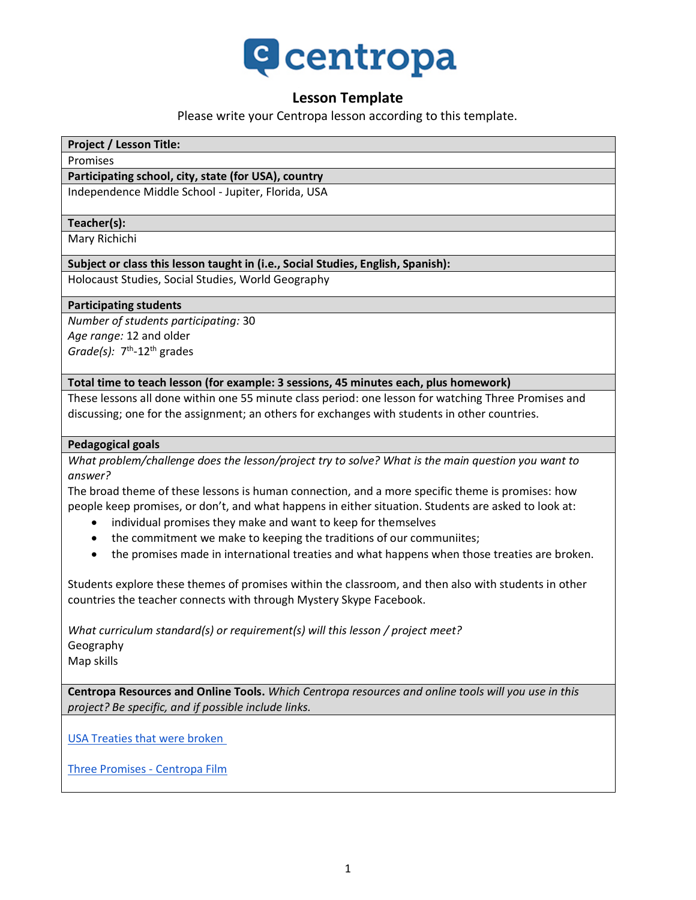# Lesson Template

Please write your Centropa lesson according to this template.

**Project / Lesson Title:**

Promises

**Participating school, city, state (for USA), country**

Independence Middle School - Jupiter, Florida, USA

**Teacher(s):**

Mary Richichi

**Subject or class this lesson taught in (i.e., Social Studies, English, Spanish):**

Holocaust Studies, Social Studies, World Geography

**Participating students**

*Number of students participating:* 30
*Age range:* 12 and older
*Grade(s):* 7th-12th grades

**Total time to teach lesson (for example: 3 sessions, 45 minutes each, plus homework)**

These lessons all done within one 55 minute class period: one lesson for watching Three Promises and discussing; one for the assignment; an others for exchanges with students in other countries.

**Pedagogical goals**

*What problem/challenge does the lesson/project try to solve? What is the main question you want to answer?*

The broad theme of these lessons is human connection, and a more specific theme is promises: how people keep promises, or don't, and what happens in either situation. Students are asked to look at:

- individual promises they make and want to keep for themselves
- the commitment we make to keeping the traditions of our communiites;
- the promises made in international treaties and what happens when those treaties are broken.

Students explore these themes of promises within the classroom, and then also with students in other countries the teacher connects with through Mystery Skype Facebook.

*What curriculum standard(s) or requirement(s) will this lesson / project meet?*

Geography
Map skills

**Centropa Resources and Online Tools.** *Which Centropa resources and online tools will you use in this project? Be specific, and if possible include links.*

USA Treaties that were broken

Three Promises - Centropa Film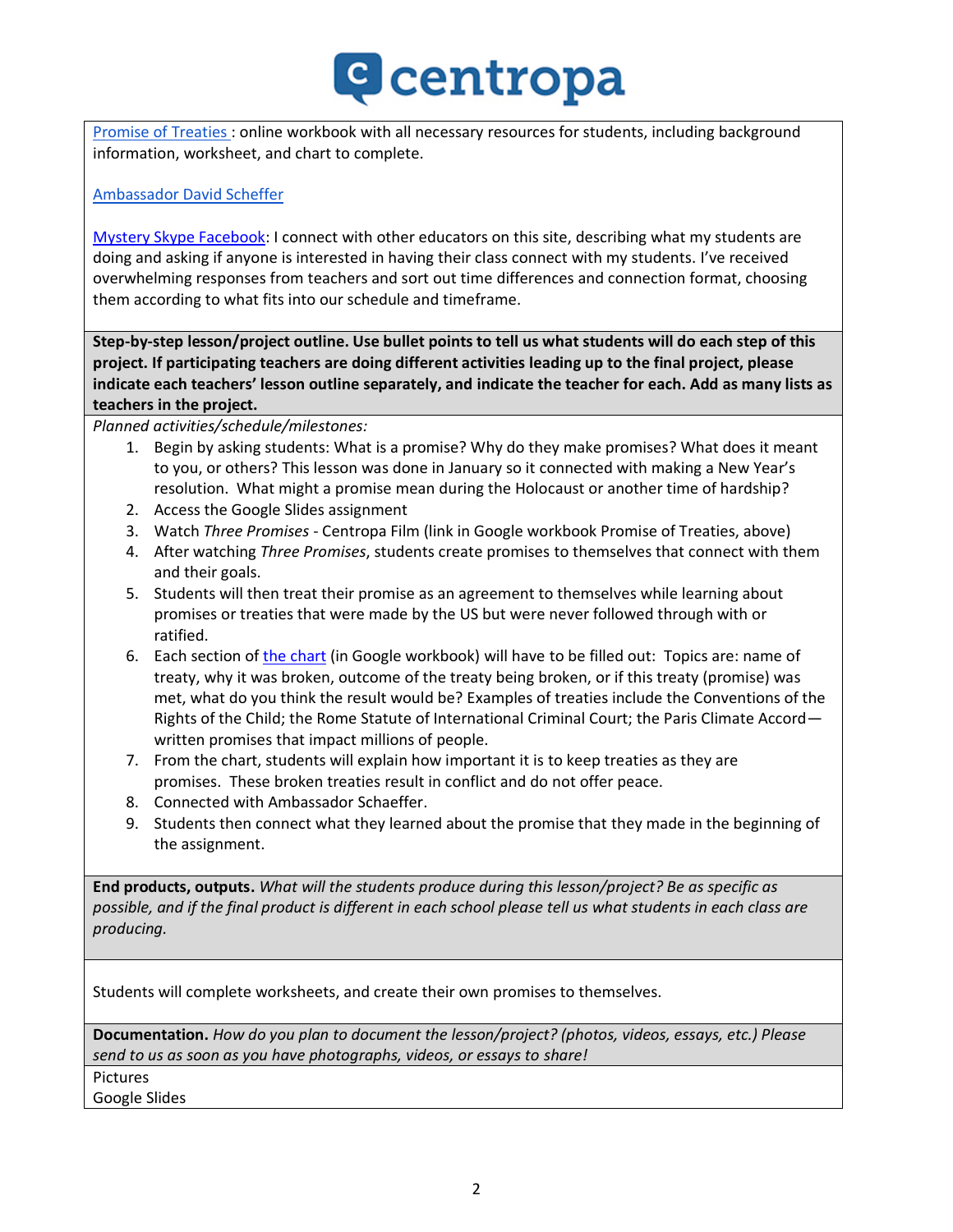[Promise of Treaties](#) : online workbook with all necessary resources for students, including background information, worksheet, and chart to complete.

[Ambassador David Scheffer](#)

[Mystery Skype Facebook](#): I connect with other educators on this site, describing what my students are doing and asking if anyone is interested in having their class connect with my students. I've received overwhelming responses from teachers and sort out time differences and connection format, choosing them according to what fits into our schedule and timeframe.

**Step-by-step lesson/project outline. Use bullet points to tell us what students will do each step of this project. If participating teachers are doing different activities leading up to the final project, please indicate each teachers' lesson outline separately, and indicate the teacher for each. Add as many lists as teachers in the project.**

*Planned activities/schedule/milestones:*

1. Begin by asking students: What is a promise? Why do they make promises? What does it meant to you, or others? This lesson was done in January so it connected with making a New Year's resolution. What might a promise mean during the Holocaust or another time of hardship?
2. Access the Google Slides assignment
3. Watch *Three Promises* - Centropa Film (link in Google workbook Promise of Treaties, above)
4. After watching *Three Promises*, students create promises to themselves that connect with them and their goals.
5. Students will then treat their promise as an agreement to themselves while learning about promises or treaties that were made by the US but were never followed through with or ratified.
6. Each section of [the chart](#) (in Google workbook) will have to be filled out: Topics are: name of treaty, why it was broken, outcome of the treaty being broken, or if this treaty (promise) was met, what do you think the result would be? Examples of treaties include the Conventions of the Rights of the Child; the Rome Statute of International Criminal Court; the Paris Climate Accord—written promises that impact millions of people.
7. From the chart, students will explain how important it is to keep treaties as they are promises. These broken treaties result in conflict and do not offer peace.
8. Connected with Ambassador Schaeffer.
9. Students then connect what they learned about the promise that they made in the beginning of the assignment.

**End products, outputs.** *What will the students produce during this lesson/project? Be as specific as possible, and if the final product is different in each school please tell us what students in each class are producing.*

Students will complete worksheets, and create their own promises to themselves.

**Documentation.** *How do you plan to document the lesson/project? (photos, videos, essays, etc.) Please send to us as soon as you have photographs, videos, or essays to share!*

Pictures
Google Slides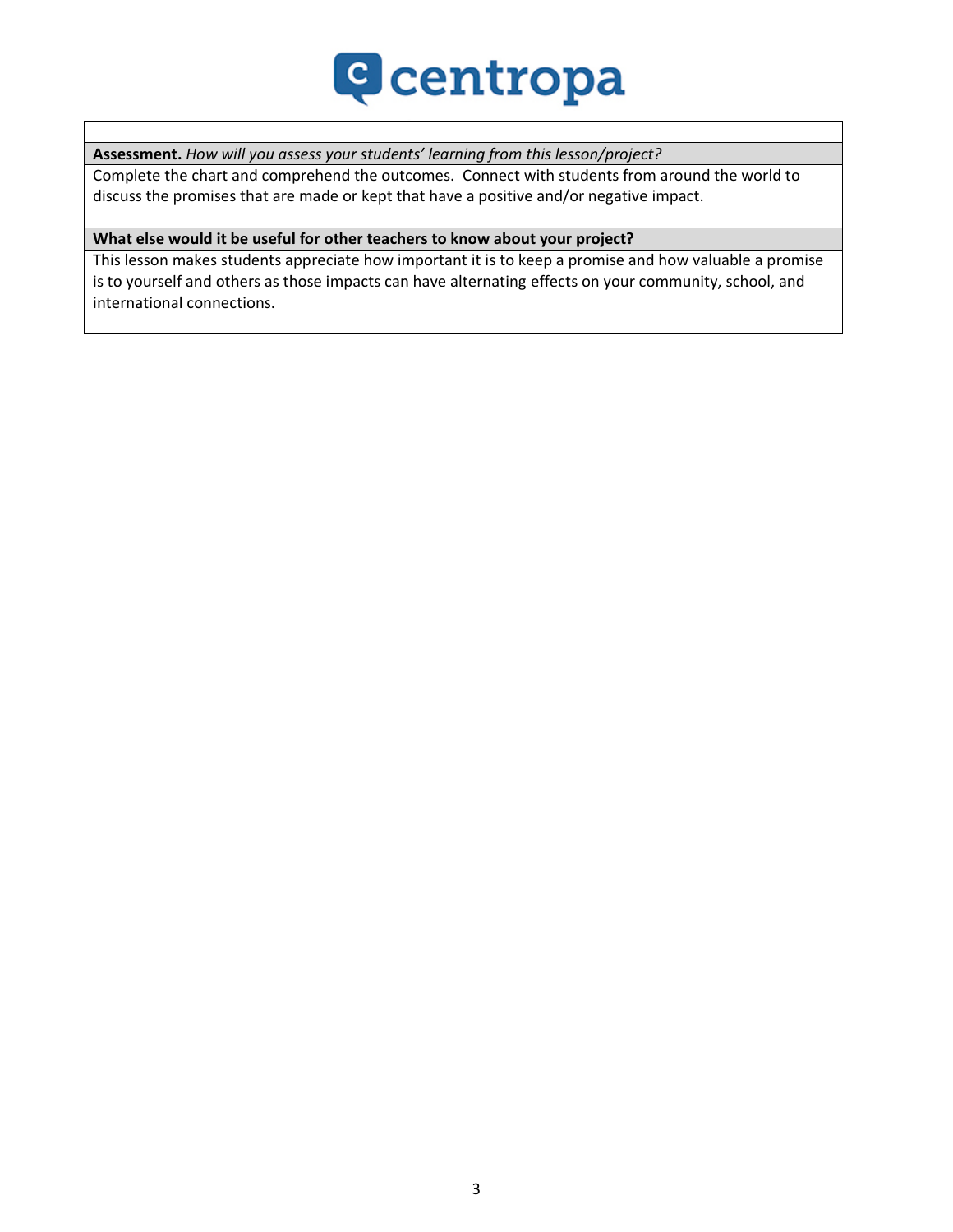**Assessment.** *How will you assess your students' learning from this lesson/project?*

Complete the chart and comprehend the outcomes. Connect with students from around the world to discuss the promises that are made or kept that have a positive and/or negative impact.

**What else would it be useful for other teachers to know about your project?**

This lesson makes students appreciate how important it is to keep a promise and how valuable a promise is to yourself and others as those impacts can have alternating effects on your community, school, and international connections.